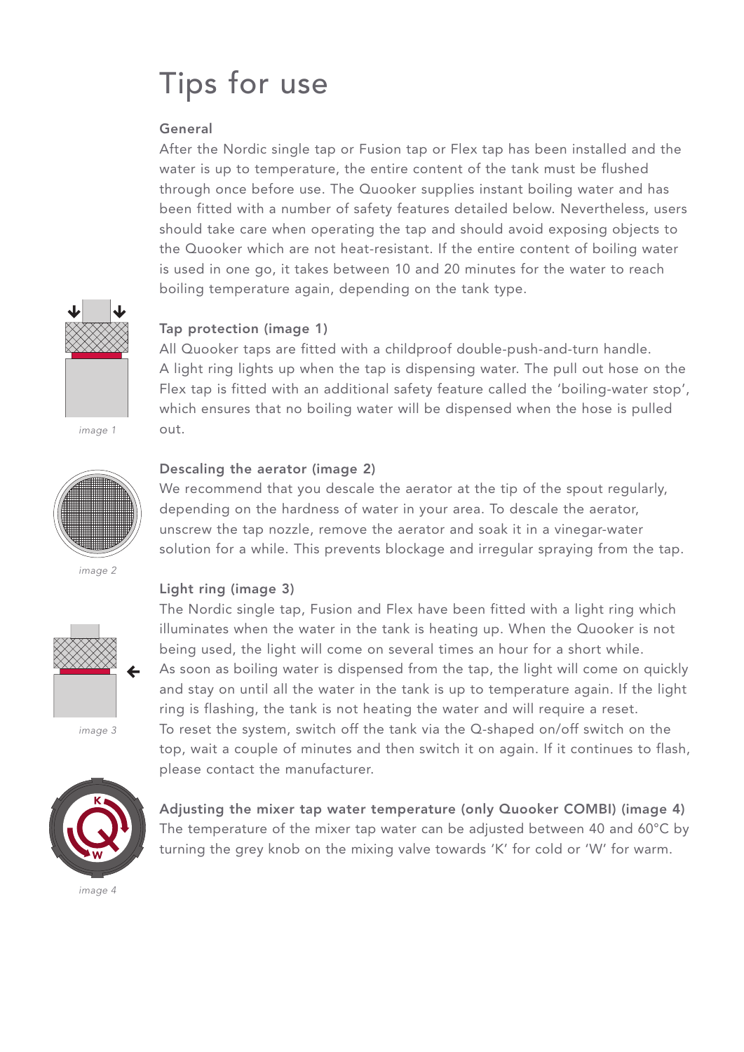# Tips for use

### General

After the Nordic single tap or Fusion tap or Flex tap has been installed and the water is up to temperature, the entire content of the tank must be flushed through once before use. The Quooker supplies instant boiling water and has been fitted with a number of safety features detailed below. Nevertheless, users should take care when operating the tap and should avoid exposing objects to the Quooker which are not heat-resistant. If the entire content of boiling water is used in one go, it takes between 10 and 20 minutes for the water to reach boiling temperature again, depending on the tank type.

### Tap protection (image 1)

All Quooker taps are fitted with a childproof double-push-and-turn handle. A light ring lights up when the tap is dispensing water. The pull out hose on the Flex tap is fitted with an additional safety feature called the 'boiling-water stop', which ensures that no boiling water will be dispensed when the hose is pulled out.

*image 1*

### Descaling the aerator (image 2)

We recommend that you descale the aerator at the tip of the spout regularly, depending on the hardness of water in your area. To descale the aerator, unscrew the tap nozzle, remove the aerator and soak it in a vinegar-water solution for a while. This prevents blockage and irregular spraying from the tap.

*image 2*

### Light ring (image 3)

The Nordic single tap, Fusion and Flex have been fitted with a light ring which illuminates when the water in the tank is heating up. When the Quooker is not being used, the light will come on several times an hour for a short while. As soon as boiling water is dispensed from the tap, the light will come on quickly and stay on until all the water in the tank is up to temperature again. If the light ring is flashing, the tank is not heating the water and will require a reset. To reset the system, switch off the tank via the Q-shaped on/off switch on the top, wait a couple of minutes and then switch it on again. If it continues to flash, please contact the manufacturer.

*image 3*

### Adjusting the mixer tap water temperature (only Quooker COMBI) (image 4)

The temperature of the mixer tap water can be adjusted between 40 and 60°C by turning the grey knob on the mixing valve towards 'K' for cold or 'W' for warm.

*image 4*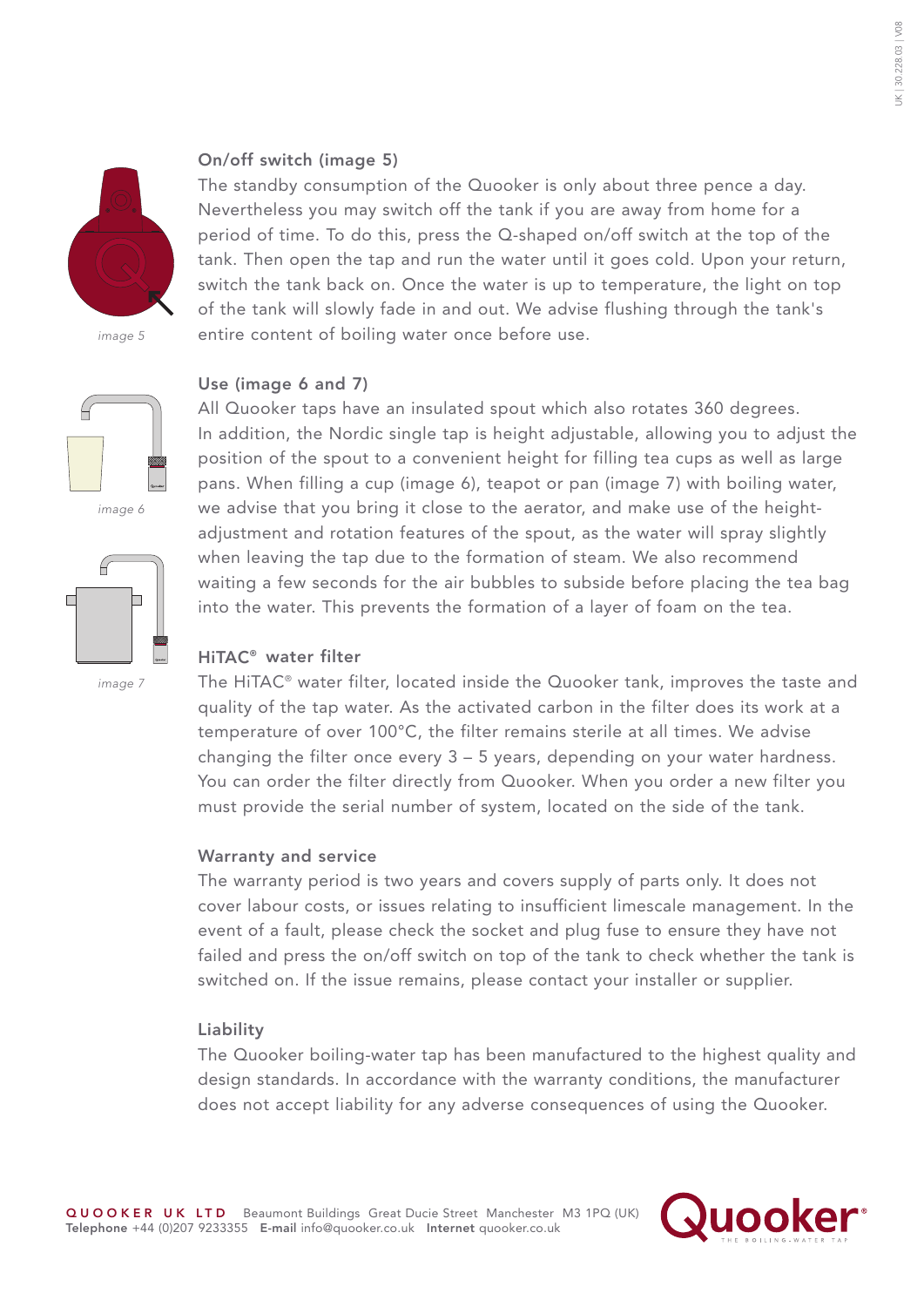## On/off switch (image 5)

The standby consumption of the Quooker is only about three pence a day. Nevertheless you may switch off the tank if you are away from home for a period of time. To do this, press the Q-shaped on/off switch at the top of the tank. Then open the tap and run the water until it goes cold. Upon your return, switch the tank back on. Once the water is up to temperature, the light on top of the tank will slowly fade in and out. We advise flushing through the tank's entire content of boiling water once before use.

*image 5*

## Use (image 6 and 7)

All Quooker taps have an insulated spout which also rotates 360 degrees. In addition, the Nordic single tap is height adjustable, allowing you to adjust the position of the spout to a convenient height for filling tea cups as well as large pans. When filling a cup (image 6), teapot or pan (image 7) with boiling water, we advise that you bring it close to the aerator, and make use of the height-adjustment and rotation features of the spout, as the water will spray slightly when leaving the tap due to the formation of steam. We also recommend waiting a few seconds for the air bubbles to subside before placing the tea bag into the water. This prevents the formation of a layer of foam on the tea.

*image 6*

*image 7*

## HiTAC® water filter

The HiTAC® water filter, located inside the Quooker tank, improves the taste and quality of the tap water. As the activated carbon in the filter does its work at a temperature of over 100°C, the filter remains sterile at all times. We advise changing the filter once every 3 – 5 years, depending on your water hardness. You can order the filter directly from Quooker. When you order a new filter you must provide the serial number of system, located on the side of the tank.

## Warranty and service

The warranty period is two years and covers supply of parts only. It does not cover labour costs, or issues relating to insufficient limescale management. In the event of a fault, please check the socket and plug fuse to ensure they have not failed and press the on/off switch on top of the tank to check whether the tank is switched on. If the issue remains, please contact your installer or supplier.

## Liability

The Quooker boiling-water tap has been manufactured to the highest quality and design standards. In accordance with the warranty conditions, the manufacturer does not accept liability for any adverse consequences of using the Quooker.

**QUOOKER UK LTD** Beaumont Buildings Great Ducie Street Manchester M3 1PQ (UK)
**Telephone** +44 (0)207 9233355 **E-mail** info@quooker.co.uk **Internet** quooker.co.uk